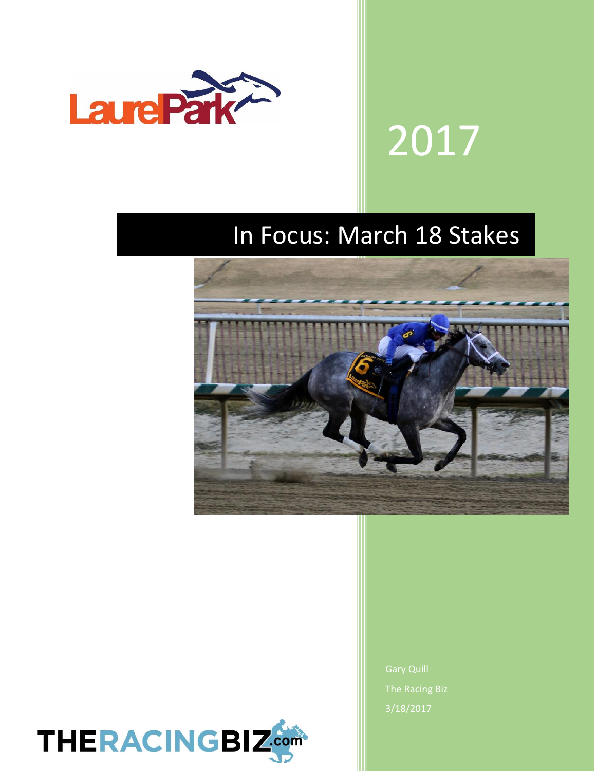2017

# In Focus: March 18 Stakes

Gary Quill

The Racing Biz

3/18/2017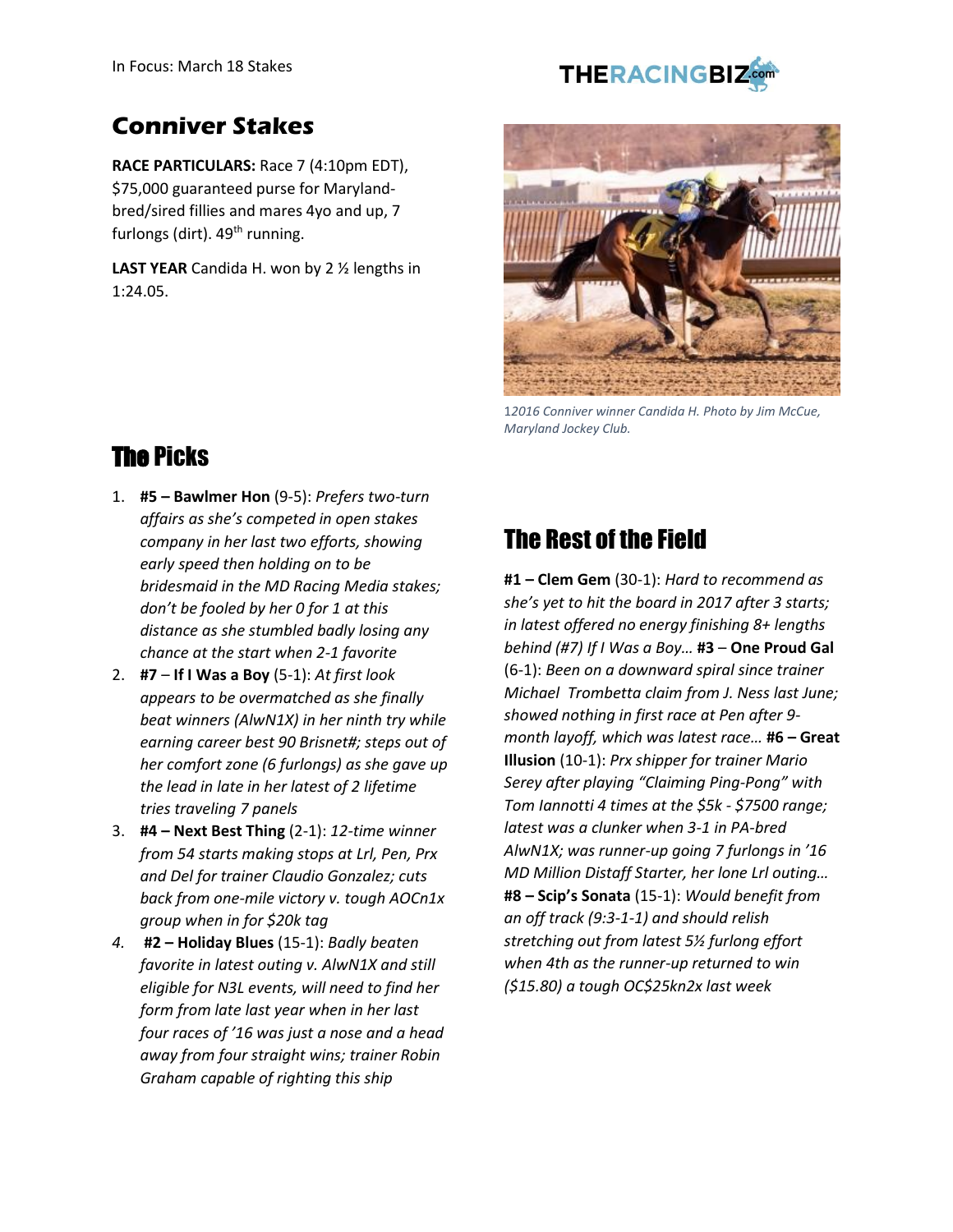## Conniver Stakes

**RACE PARTICULARS:** Race 7 (4:10pm EDT), $75,000 guaranteed purse for Maryland-bred/sired fillies and mares 4yo and up, 7 furlongs (dirt). 49th running.

**LAST YEAR** Candida H. won by 2 ½ lengths in 1:24.05.

*12016 Conniver winner Candida H. Photo by Jim McCue, Maryland Jockey Club.*

## The Picks

1. **#5 – Bawlmer Hon** (9-5): *Prefers two-turn affairs as she's competed in open stakes company in her last two efforts, showing early speed then holding on to be bridesmaid in the MD Racing Media stakes; don't be fooled by her 0 for 1 at this distance as she stumbled badly losing any chance at the start when 2-1 favorite*
2. **#7** – **If I Was a Boy** (5-1): *At first look appears to be overmatched as she finally beat winners (AlwN1X) in her ninth try while earning career best 90 Brisnet#; steps out of her comfort zone (6 furlongs) as she gave up the lead in late in her latest of 2 lifetime tries traveling 7 panels*
3. **#4 – Next Best Thing** (2-1): *12-time winner from 54 starts making stops at Lrl, Pen, Prx and Del for trainer Claudio Gonzalez; cuts back from one-mile victory v. tough AOCn1x group when in for $20k tag*
4. **#2 – Holiday Blues** (15-1): *Badly beaten favorite in latest outing v. AlwN1X and still eligible for N3L events, will need to find her form from late last year when in her last four races of '16 was just a nose and a head away from four straight wins; trainer Robin Graham capable of righting this ship*

## The Rest of the Field

**#1 – Clem Gem** (30-1): *Hard to recommend as she's yet to hit the board in 2017 after 3 starts; in latest offered no energy finishing 8+ lengths behind (#7) If I Was a Boy…* **#3** – **One Proud Gal** (6-1): *Been on a downward spiral since trainer Michael Trombetta claim from J. Ness last June; showed nothing in first race at Pen after 9-month layoff, which was latest race…* **#6 – Great Illusion** (10-1): *Prx shipper for trainer Mario Serey after playing "Claiming Ping-Pong" with Tom Iannotti 4 times at the $5k - $7500 range; latest was a clunker when 3-1 in PA-bred AlwN1X; was runner-up going 7 furlongs in '16 MD Million Distaff Starter, her lone Lrl outing…* **#8 – Scip's Sonata** (15-1): *Would benefit from an off track (9:3-1-1) and should relish stretching out from latest 5½ furlong effort when 4th as the runner-up returned to win ($15.80) a tough OC$25kn2x last week*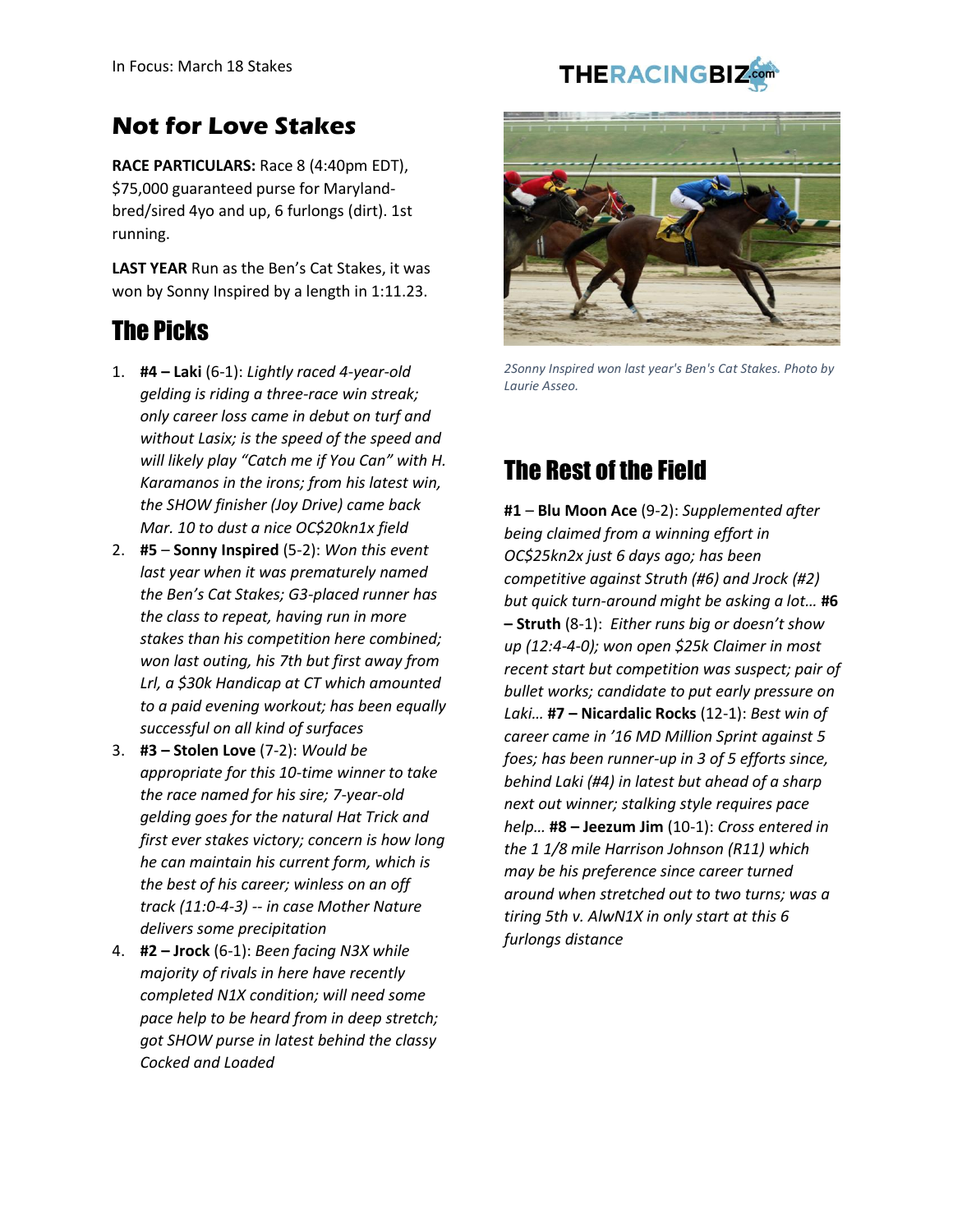## Not for Love Stakes

**RACE PARTICULARS:** Race 8 (4:40pm EDT), $75,000 guaranteed purse for Maryland-bred/sired 4yo and up, 6 furlongs (dirt). 1st running.

**LAST YEAR** Run as the Ben's Cat Stakes, it was won by Sonny Inspired by a length in 1:11.23.

## The Picks

1. **#4 – Laki** (6-1): *Lightly raced 4-year-old gelding is riding a three-race win streak; only career loss came in debut on turf and without Lasix; is the speed of the speed and will likely play "Catch me if You Can" with H. Karamanos in the irons; from his latest win, the SHOW finisher (Joy Drive) came back Mar. 10 to dust a nice OC$20kn1x field*
2. **#5** – **Sonny Inspired** (5-2): *Won this event last year when it was prematurely named the Ben's Cat Stakes; G3-placed runner has the class to repeat, having run in more stakes than his competition here combined; won last outing, his 7th but first away from Lrl, a $30k Handicap at CT which amounted to a paid evening workout; has been equally successful on all kind of surfaces*
3. **#3 – Stolen Love** (7-2): *Would be appropriate for this 10-time winner to take the race named for his sire; 7-year-old gelding goes for the natural Hat Trick and first ever stakes victory; concern is how long he can maintain his current form, which is the best of his career; winless on an off track (11:0-4-3) -- in case Mother Nature delivers some precipitation*
4. **#2 – Jrock** (6-1): *Been facing N3X while majority of rivals in here have recently completed N1X condition; will need some pace help to be heard from in deep stretch; got SHOW purse in latest behind the classy Cocked and Loaded*

*2Sonny Inspired won last year's Ben's Cat Stakes. Photo by Laurie Asseo.*

## The Rest of the Field

**#1** – **Blu Moon Ace** (9-2): *Supplemented after being claimed from a winning effort in OC$25kn2x just 6 days ago; has been competitive against Struth (#6) and Jrock (#2) but quick turn-around might be asking a lot…* **#6 – Struth** (8-1): *Either runs big or doesn't show up (12:4-4-0); won open $25k Claimer in most recent start but competition was suspect; pair of bullet works; candidate to put early pressure on Laki…* **#7 – Nicardalic Rocks** (12-1): *Best win of career came in '16 MD Million Sprint against 5 foes; has been runner-up in 3 of 5 efforts since, behind Laki (#4) in latest but ahead of a sharp next out winner; stalking style requires pace help…* **#8 – Jeezum Jim** (10-1): *Cross entered in the 1 1/8 mile Harrison Johnson (R11) which may be his preference since career turned around when stretched out to two turns; was a tiring 5th v. AlwN1X in only start at this 6 furlongs distance*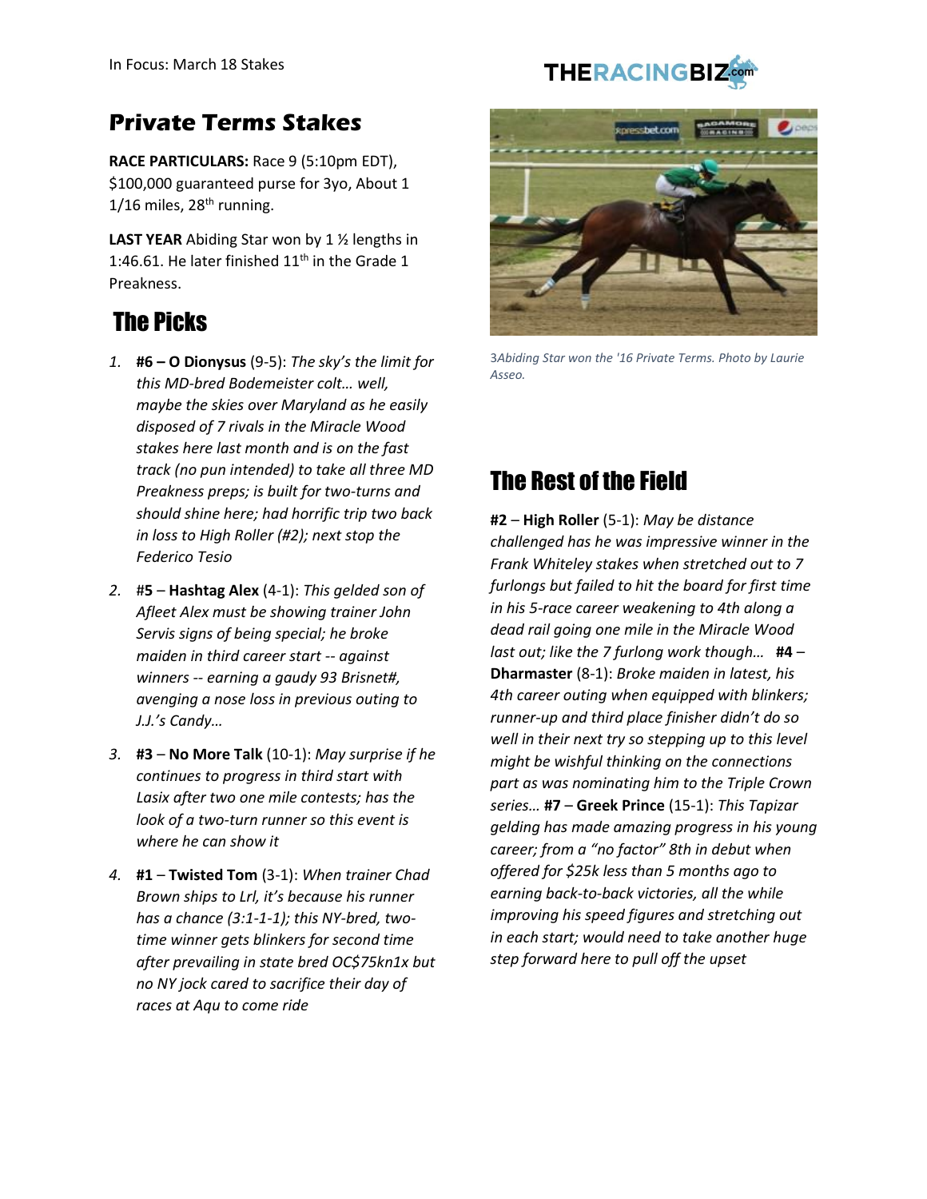# Private Terms Stakes

**RACE PARTICULARS:** Race 9 (5:10pm EDT), \$100,000 guaranteed purse for 3yo, About 1 1/16 miles, 28th running.

**LAST YEAR** Abiding Star won by 1 ½ lengths in 1:46.61. He later finished 11th in the Grade 1 Preakness.

3*Abiding Star won the '16 Private Terms. Photo by Laurie Asseo.*

## The Picks

1. **#6 – O Dionysus** (9-5): *The sky's the limit for this MD-bred Bodemeister colt… well, maybe the skies over Maryland as he easily disposed of 7 rivals in the Miracle Wood stakes here last month and is on the fast track (no pun intended) to take all three MD Preakness preps; is built for two-turns and should shine here; had horrific trip two back in loss to High Roller (#2); next stop the Federico Tesio*

2. #**5** – **Hashtag Alex** (4-1): *This gelded son of Afleet Alex must be showing trainer John Servis signs of being special; he broke maiden in third career start -- against winners -- earning a gaudy 93 Brisnet#, avenging a nose loss in previous outing to J.J.'s Candy…*

3. **#3** – **No More Talk** (10-1): *May surprise if he continues to progress in third start with Lasix after two one mile contests; has the look of a two-turn runner so this event is where he can show it*

4. **#1** – **Twisted Tom** (3-1): *When trainer Chad Brown ships to Lrl, it's because his runner has a chance (3:1-1-1); this NY-bred, two-time winner gets blinkers for second time after prevailing in state bred OC\$75kn1x but no NY jock cared to sacrifice their day of races at Aqu to come ride*

## The Rest of the Field

**#2** – **High Roller** (5-1): *May be distance challenged has he was impressive winner in the Frank Whiteley stakes when stretched out to 7 furlongs but failed to hit the board for first time in his 5-race career weakening to 4th along a dead rail going one mile in the Miracle Wood last out; like the 7 furlong work though…* **#4** – **Dharmaster** (8-1): *Broke maiden in latest, his 4th career outing when equipped with blinkers; runner-up and third place finisher didn't do so well in their next try so stepping up to this level might be wishful thinking on the connections part as was nominating him to the Triple Crown series…* **#7** – **Greek Prince** (15-1): *This Tapizar gelding has made amazing progress in his young career; from a "no factor" 8th in debut when offered for \$25k less than 5 months ago to earning back-to-back victories, all the while improving his speed figures and stretching out in each start; would need to take another huge step forward here to pull off the upset*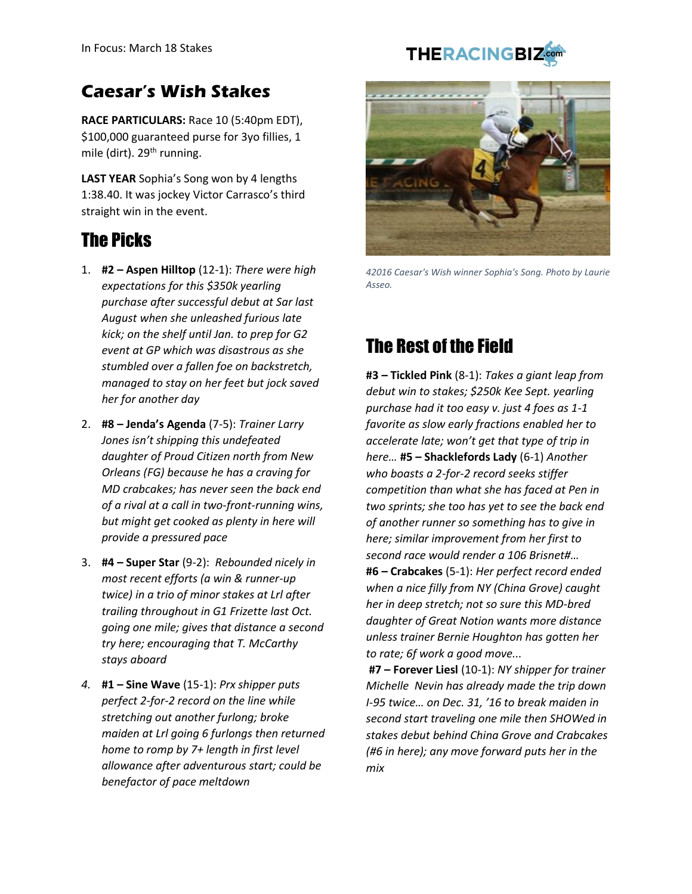# Caesar's Wish Stakes

**RACE PARTICULARS:** Race 10 (5:40pm EDT), $100,000 guaranteed purse for 3yo fillies, 1 mile (dirt). 29th running.

**LAST YEAR** Sophia's Song won by 4 lengths 1:38.40. It was jockey Victor Carrasco's third straight win in the event.

## The Picks

1. **#2 – Aspen Hilltop** (12-1): *There were high expectations for this $350k yearling purchase after successful debut at Sar last August when she unleashed furious late kick; on the shelf until Jan. to prep for G2 event at GP which was disastrous as she stumbled over a fallen foe on backstretch, managed to stay on her feet but jock saved her for another day*
2. **#8 – Jenda's Agenda** (7-5): *Trainer Larry Jones isn't shipping this undefeated daughter of Proud Citizen north from New Orleans (FG) because he has a craving for MD crabcakes; has never seen the back end of a rival at a call in two-front-running wins, but might get cooked as plenty in here will provide a pressured pace*
3. **#4 – Super Star** (9-2): *Rebounded nicely in most recent efforts (a win & runner-up twice) in a trio of minor stakes at Lrl after trailing throughout in G1 Frizette last Oct. going one mile; gives that distance a second try here; encouraging that T. McCarthy stays aboard*
4. **#1 – Sine Wave** (15-1): *Prx shipper puts perfect 2-for-2 record on the line while stretching out another furlong; broke maiden at Lrl going 6 furlongs then returned home to romp by 7+ length in first level allowance after adventurous start; could be benefactor of pace meltdown*

*42016 Caesar's Wish winner Sophia's Song. Photo by Laurie Asseo.*

## The Rest of the Field

**#3 – Tickled Pink** (8-1): *Takes a giant leap from debut win to stakes; $250k Kee Sept. yearling purchase had it too easy v. just 4 foes as 1-1 favorite as slow early fractions enabled her to accelerate late; won't get that type of trip in here…* **#5 – Shacklefords Lady** (6-1) *Another who boasts a 2-for-2 record seeks stiffer competition than what she has faced at Pen in two sprints; she too has yet to see the back end of another runner so something has to give in here; similar improvement from her first to second race would render a 106 Brisnet#…*
**#6 – Crabcakes** (5-1): *Her perfect record ended when a nice filly from NY (China Grove) caught her in deep stretch; not so sure this MD-bred daughter of Great Notion wants more distance unless trainer Bernie Houghton has gotten her to rate; 6f work a good move...*
**#7 – Forever Liesl** (10-1): *NY shipper for trainer Michelle Nevin has already made the trip down I-95 twice… on Dec. 31, '16 to break maiden in second start traveling one mile then SHOWed in stakes debut behind China Grove and Crabcakes (#6 in here); any move forward puts her in the mix*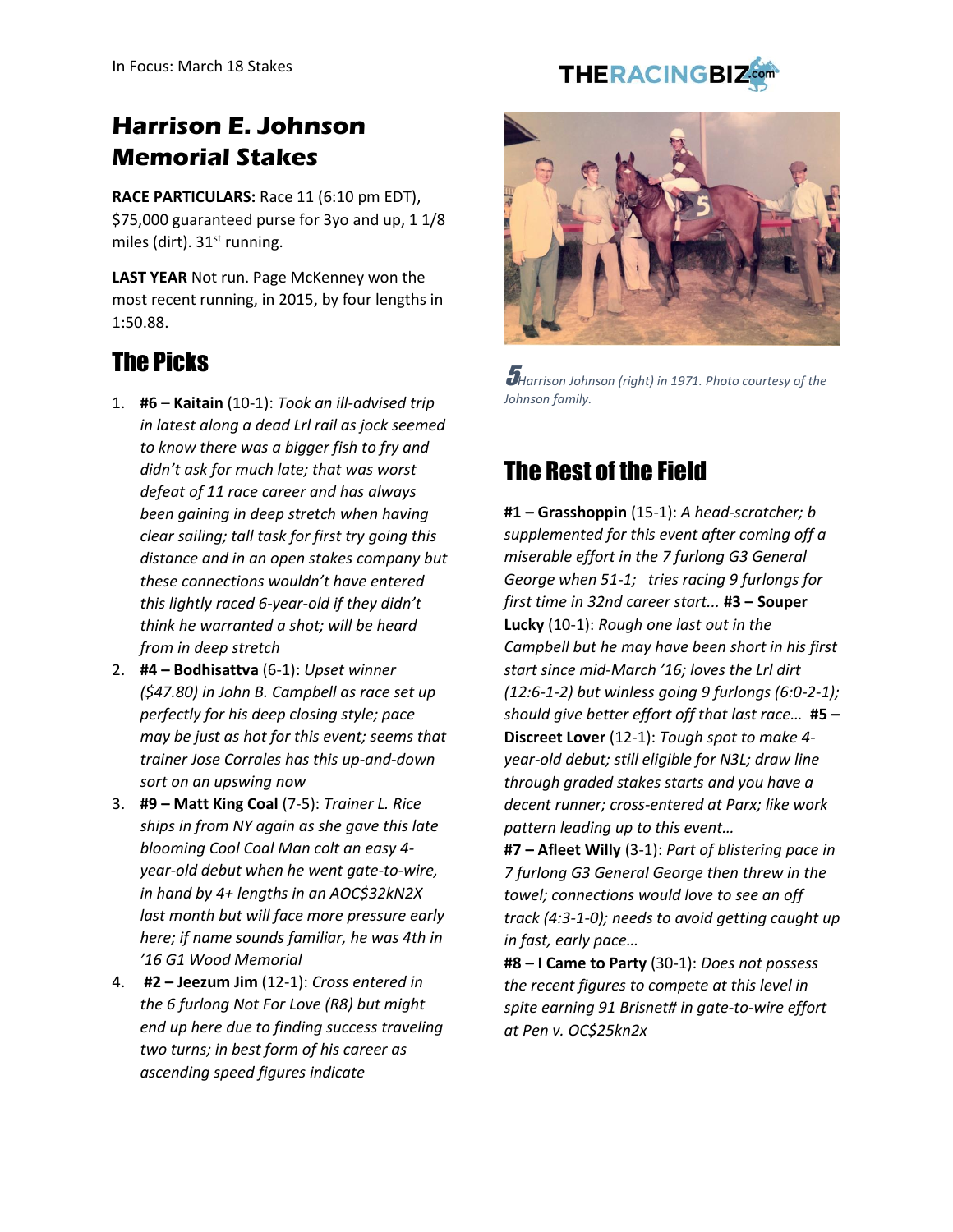# Harrison E. Johnson Memorial Stakes

**RACE PARTICULARS:** Race 11 (6:10 pm EDT), $75,000 guaranteed purse for 3yo and up, 1 1/8 miles (dirt). 31st running.

**LAST YEAR** Not run. Page McKenney won the most recent running, in 2015, by four lengths in 1:50.88.

## The Picks

1. **#6** – **Kaitain** (10-1): *Took an ill-advised trip in latest along a dead Lrl rail as jock seemed to know there was a bigger fish to fry and didn't ask for much late; that was worst defeat of 11 race career and has always been gaining in deep stretch when having clear sailing; tall task for first try going this distance and in an open stakes company but these connections wouldn't have entered this lightly raced 6-year-old if they didn't think he warranted a shot; will be heard from in deep stretch*
2. **#4 – Bodhisattva** (6-1): *Upset winner ($47.80) in John B. Campbell as race set up perfectly for his deep closing style; pace may be just as hot for this event; seems that trainer Jose Corrales has this up-and-down sort on an upswing now*
3. **#9 – Matt King Coal** (7-5): *Trainer L. Rice ships in from NY again as she gave this late blooming Cool Coal Man colt an easy 4-year-old debut when he went gate-to-wire, in hand by 4+ lengths in an AOC$32kN2X last month but will face more pressure early here; if name sounds familiar, he was 4th in '16 G1 Wood Memorial*
4. **#2 – Jeezum Jim** (12-1): *Cross entered in the 6 furlong Not For Love (R8) but might end up here due to finding success traveling two turns; in best form of his career as ascending speed figures indicate*

*Harrison Johnson (right) in 1971. Photo courtesy of the Johnson family.*

## The Rest of the Field

**#1 – Grasshoppin** (15-1): *A head-scratcher; b supplemented for this event after coming off a miserable effort in the 7 furlong G3 General George when 51-1; tries racing 9 furlongs for first time in 32nd career start...* **#3 – Souper Lucky** (10-1): *Rough one last out in the Campbell but he may have been short in his first start since mid-March '16; loves the Lrl dirt (12:6-1-2) but winless going 9 furlongs (6:0-2-1); should give better effort off that last race…* **#5 – Discreet Lover** (12-1): *Tough spot to make 4-year-old debut; still eligible for N3L; draw line through graded stakes starts and you have a decent runner; cross-entered at Parx; like work pattern leading up to this event…*

**#7 – Afleet Willy** (3-1): *Part of blistering pace in 7 furlong G3 General George then threw in the towel; connections would love to see an off track (4:3-1-0); needs to avoid getting caught up in fast, early pace…*

**#8 – I Came to Party** (30-1): *Does not possess the recent figures to compete at this level in spite earning 91 Brisnet# in gate-to-wire effort at Pen v. OC$25kn2x*